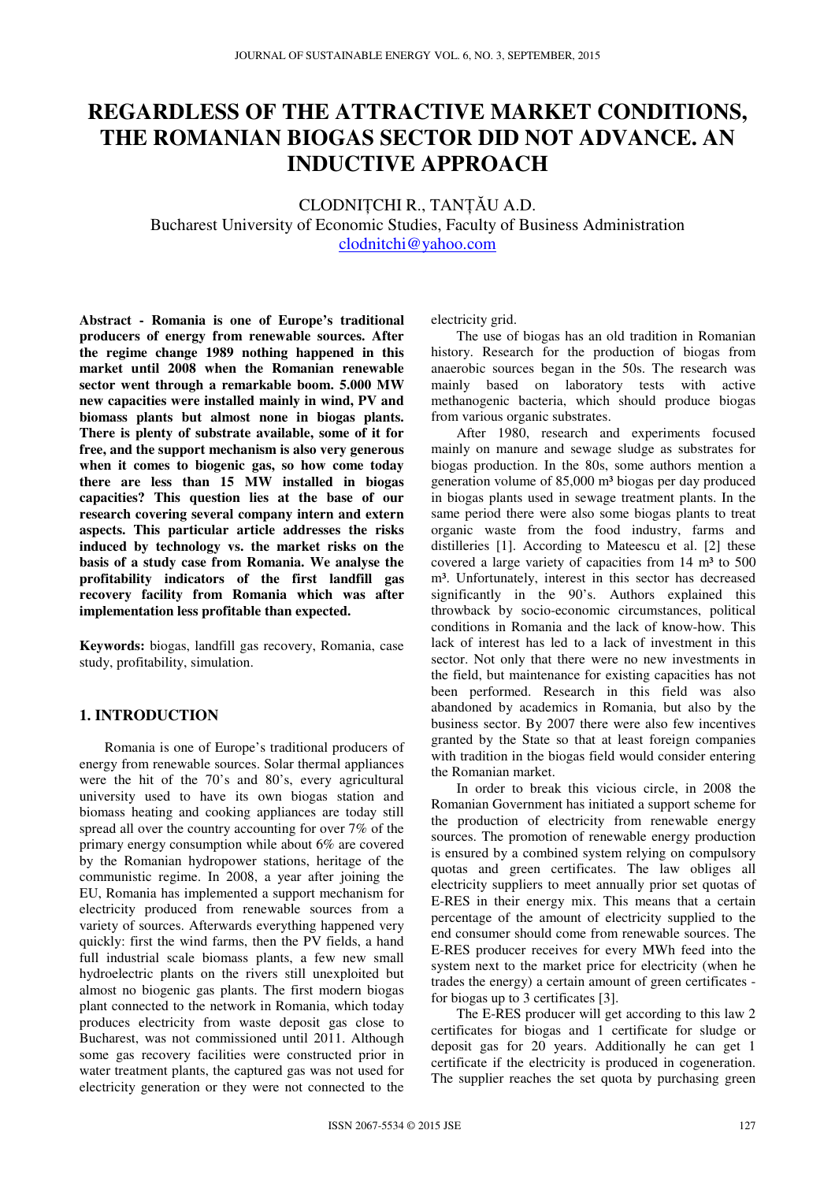# REGARDLESS OF THE ATTRACTIVE MARKET CONDITIONS, THE ROMANIAN BIOGAS SECTOR DID NOT ADVANCE. AN INDUCTIVE APPROACH

CLODNIȚCHI R., TANȚĂU A.D.

Bucharest University of Economic Studies, Faculty of Business Administration

clodnitchi@yahoo.com

**Abstract - Romania is one of Europe's traditional producers of energy from renewable sources. After the regime change 1989 nothing happened in this market until 2008 when the Romanian renewable sector went through a remarkable boom. 5.000 MW new capacities were installed mainly in wind, PV and biomass plants but almost none in biogas plants. There is plenty of substrate available, some of it for free, and the support mechanism is also very generous when it comes to biogenic gas, so how come today there are less than 15 MW installed in biogas capacities? This question lies at the base of our research covering several company intern and extern aspects. This particular article addresses the risks induced by technology vs. the market risks on the basis of a study case from Romania. We analyse the profitability indicators of the first landfill gas recovery facility from Romania which was after implementation less profitable than expected.**

**Keywords:** biogas, landfill gas recovery, Romania, case study, profitability, simulation.

## 1. INTRODUCTION

Romania is one of Europe's traditional producers of energy from renewable sources. Solar thermal appliances were the hit of the 70's and 80's, every agricultural university used to have its own biogas station and biomass heating and cooking appliances are today still spread all over the country accounting for over 7% of the primary energy consumption while about 6% are covered by the Romanian hydropower stations, heritage of the communistic regime. In 2008, a year after joining the EU, Romania has implemented a support mechanism for electricity produced from renewable sources from a variety of sources. Afterwards everything happened very quickly: first the wind farms, then the PV fields, a hand full industrial scale biomass plants, a few new small hydroelectric plants on the rivers still unexploited but almost no biogenic gas plants. The first modern biogas plant connected to the network in Romania, which today produces electricity from waste deposit gas close to Bucharest, was not commissioned until 2011. Although some gas recovery facilities were constructed prior in water treatment plants, the captured gas was not used for electricity generation or they were not connected to the electricity grid.

The use of biogas has an old tradition in Romanian history. Research for the production of biogas from anaerobic sources began in the 50s. The research was mainly based on laboratory tests with active methanogenic bacteria, which should produce biogas from various organic substrates.

After 1980, research and experiments focused mainly on manure and sewage sludge as substrates for biogas production. In the 80s, some authors mention a generation volume of 85,000 m³ biogas per day produced in biogas plants used in sewage treatment plants. In the same period there were also some biogas plants to treat organic waste from the food industry, farms and distilleries [1]. According to Mateescu et al. [2] these covered a large variety of capacities from 14 m³ to 500 m³. Unfortunately, interest in this sector has decreased significantly in the 90's. Authors explained this throwback by socio-economic circumstances, political conditions in Romania and the lack of know-how. This lack of interest has led to a lack of investment in this sector. Not only that there were no new investments in the field, but maintenance for existing capacities has not been performed. Research in this field was also abandoned by academics in Romania, but also by the business sector. By 2007 there were also few incentives granted by the State so that at least foreign companies with tradition in the biogas field would consider entering the Romanian market.

In order to break this vicious circle, in 2008 the Romanian Government has initiated a support scheme for the production of electricity from renewable energy sources. The promotion of renewable energy production is ensured by a combined system relying on compulsory quotas and green certificates. The law obliges all electricity suppliers to meet annually prior set quotas of E-RES in their energy mix. This means that a certain percentage of the amount of electricity supplied to the end consumer should come from renewable sources. The E-RES producer receives for every MWh feed into the system next to the market price for electricity (when he trades the energy) a certain amount of green certificates - for biogas up to 3 certificates [3].

The E-RES producer will get according to this law 2 certificates for biogas and 1 certificate for sludge or deposit gas for 20 years. Additionally he can get 1 certificate if the electricity is produced in cogeneration. The supplier reaches the set quota by purchasing green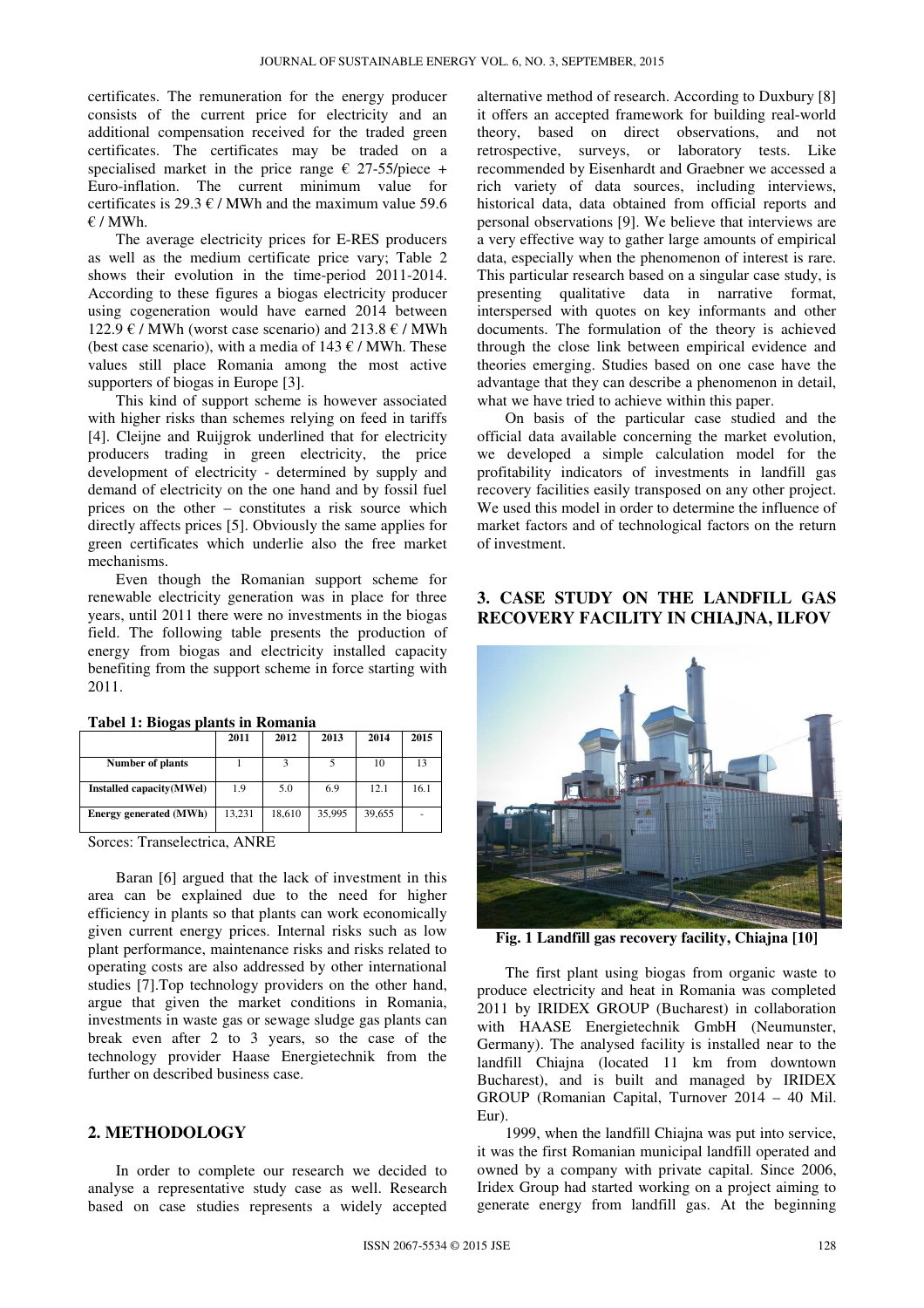certificates. The remuneration for the energy producer consists of the current price for electricity and an additional compensation received for the traded green certificates. The certificates may be traded on a specialised market in the price range € 27-55/piece + Euro-inflation. The current minimum value for certificates is 29.3 € / MWh and the maximum value 59.6 € / MWh.

The average electricity prices for E-RES producers as well as the medium certificate price vary; Table 2 shows their evolution in the time-period 2011-2014. According to these figures a biogas electricity producer using cogeneration would have earned 2014 between 122.9 € / MWh (worst case scenario) and 213.8 € / MWh (best case scenario), with a media of 143 € / MWh. These values still place Romania among the most active supporters of biogas in Europe [3].

This kind of support scheme is however associated with higher risks than schemes relying on feed in tariffs [4]. Cleijne and Ruijgrok underlined that for electricity producers trading in green electricity, the price development of electricity - determined by supply and demand of electricity on the one hand and by fossil fuel prices on the other – constitutes a risk source which directly affects prices [5]. Obviously the same applies for green certificates which underlie also the free market mechanisms.

Even though the Romanian support scheme for renewable electricity generation was in place for three years, until 2011 there were no investments in the biogas field. The following table presents the production of energy from biogas and electricity installed capacity benefiting from the support scheme in force starting with 2011.

**Tabel 1: Biogas plants in Romania**

| | 2011 | 2012 | 2013 | 2014 | 2015 |
|---|---|---|---|---|---|
| **Number of plants** | 1 | 3 | 5 | 10 | 13 |
| **Installed capacity(MWel)** | 1.9 | 5.0 | 6.9 | 12.1 | 16.1 |
| **Energy generated (MWh)** | 13,231 | 18,610 | 35,995 | 39,655 | - |

Sorces: Transelectrica, ANRE

Baran [6] argued that the lack of investment in this area can be explained due to the need for higher efficiency in plants so that plants can work economically given current energy prices. Internal risks such as low plant performance, maintenance risks and risks related to operating costs are also addressed by other international studies [7].Top technology providers on the other hand, argue that given the market conditions in Romania, investments in waste gas or sewage sludge gas plants can break even after 2 to 3 years, so the case of the technology provider Haase Energietechnik from the further on described business case.

## 2. METHODOLOGY

In order to complete our research we decided to analyse a representative study case as well. Research based on case studies represents a widely accepted alternative method of research. According to Duxbury [8] it offers an accepted framework for building real-world theory, based on direct observations, and not retrospective, surveys, or laboratory tests. Like recommended by Eisenhardt and Graebner we accessed a rich variety of data sources, including interviews, historical data, data obtained from official reports and personal observations [9]. We believe that interviews are a very effective way to gather large amounts of empirical data, especially when the phenomenon of interest is rare. This particular research based on a singular case study, is presenting qualitative data in narrative format, interspersed with quotes on key informants and other documents. The formulation of the theory is achieved through the close link between empirical evidence and theories emerging. Studies based on one case have the advantage that they can describe a phenomenon in detail, what we have tried to achieve within this paper.

On basis of the particular case studied and the official data available concerning the market evolution, we developed a simple calculation model for the profitability indicators of investments in landfill gas recovery facilities easily transposed on any other project. We used this model in order to determine the influence of market factors and of technological factors on the return of investment.

## 3. CASE STUDY ON THE LANDFILL GAS RECOVERY FACILITY IN CHIAJNA, ILFOV

**Fig. 1 Landfill gas recovery facility, Chiajna [10]**

The first plant using biogas from organic waste to produce electricity and heat in Romania was completed 2011 by IRIDEX GROUP (Bucharest) in collaboration with HAASE Energietechnik GmbH (Neumunster, Germany). The analysed facility is installed near to the landfill Chiajna (located 11 km from downtown Bucharest), and is built and managed by IRIDEX GROUP (Romanian Capital, Turnover 2014 – 40 Mil. Eur).

1999, when the landfill Chiajna was put into service, it was the first Romanian municipal landfill operated and owned by a company with private capital. Since 2006, Iridex Group had started working on a project aiming to generate energy from landfill gas. At the beginning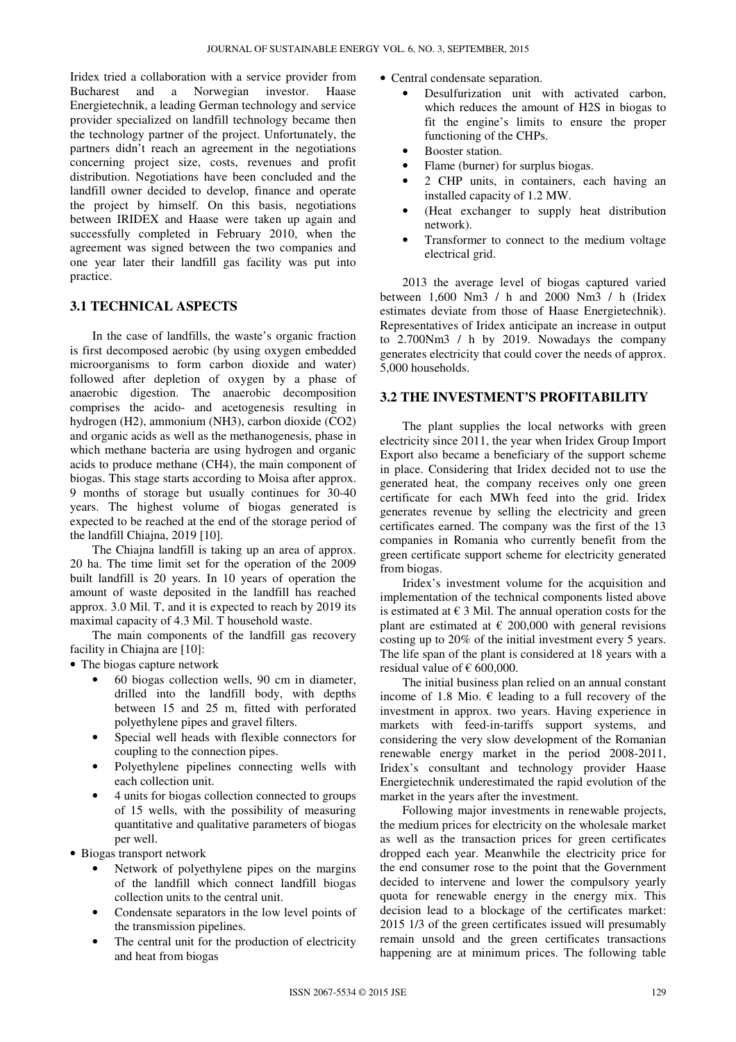Iridex tried a collaboration with a service provider from Bucharest and a Norwegian investor. Haase Energietechnik, a leading German technology and service provider specialized on landfill technology became then the technology partner of the project. Unfortunately, the partners didn't reach an agreement in the negotiations concerning project size, costs, revenues and profit distribution. Negotiations have been concluded and the landfill owner decided to develop, finance and operate the project by himself. On this basis, negotiations between IRIDEX and Haase were taken up again and successfully completed in February 2010, when the agreement was signed between the two companies and one year later their landfill gas facility was put into practice.

## 3.1 TECHNICAL ASPECTS

In the case of landfills, the waste's organic fraction is first decomposed aerobic (by using oxygen embedded microorganisms to form carbon dioxide and water) followed after depletion of oxygen by a phase of anaerobic digestion. The anaerobic decomposition comprises the acido- and acetogenesis resulting in hydrogen ($H_2$), ammonium ($NH_3$), carbon dioxide ($CO_2$) and organic acids as well as the methanogenesis, phase in which methane bacteria are using hydrogen and organic acids to produce methane ($CH_4$), the main component of biogas. This stage starts according to Moisa after approx. 9 months of storage but usually continues for 30-40 years. The highest volume of biogas generated is expected to be reached at the end of the storage period of the landfill Chiajna, 2019 [10].

The Chiajna landfill is taking up an area of approx. 20 ha. The time limit set for the operation of the 2009 built landfill is 20 years. In 10 years of operation the amount of waste deposited in the landfill has reached approx. 3.0 Mil. T, and it is expected to reach by 2019 its maximal capacity of 4.3 Mil. T household waste.

The main components of the landfill gas recovery facility in Chiajna are [10]:

- The biogas capture network
  - 60 biogas collection wells, 90 cm in diameter, drilled into the landfill body, with depths between 15 and 25 m, fitted with perforated polyethylene pipes and gravel filters.
  - Special well heads with flexible connectors for coupling to the connection pipes.
  - Polyethylene pipelines connecting wells with each collection unit.
  - 4 units for biogas collection connected to groups of 15 wells, with the possibility of measuring quantitative and qualitative parameters of biogas per well.
- Biogas transport network
  - Network of polyethylene pipes on the margins of the landfill which connect landfill biogas collection units to the central unit.
  - Condensate separators in the low level points of the transmission pipelines.
  - The central unit for the production of electricity and heat from biogas
- Central condensate separation.
  - Desulfurization unit with activated carbon, which reduces the amount of $H_2S$ in biogas to fit the engine's limits to ensure the proper functioning of the CHPs.
  - Booster station.
  - Flame (burner) for surplus biogas.
  - 2 CHP units, in containers, each having an installed capacity of 1.2 MW.
  - (Heat exchanger to supply heat distribution network).
  - Transformer to connect to the medium voltage electrical grid.

2013 the average level of biogas captured varied between 1,600 Nm3 / h and 2000 Nm3 / h (Iridex estimates deviate from those of Haase Energietechnik). Representatives of Iridex anticipate an increase in output to 2.700Nm3 / h by 2019. Nowadays the company generates electricity that could cover the needs of approx. 5,000 households.

## 3.2 THE INVESTMENT'S PROFITABILITY

The plant supplies the local networks with green electricity since 2011, the year when Iridex Group Import Export also became a beneficiary of the support scheme in place. Considering that Iridex decided not to use the generated heat, the company receives only one green certificate for each MWh feed into the grid. Iridex generates revenue by selling the electricity and green certificates earned. The company was the first of the 13 companies in Romania who currently benefit from the green certificate support scheme for electricity generated from biogas.

Iridex's investment volume for the acquisition and implementation of the technical components listed above is estimated at € 3 Mil. The annual operation costs for the plant are estimated at € 200,000 with general revisions costing up to 20% of the initial investment every 5 years. The life span of the plant is considered at 18 years with a residual value of € 600,000.

The initial business plan relied on an annual constant income of 1.8 Mio. € leading to a full recovery of the investment in approx. two years. Having experience in markets with feed-in-tariffs support systems, and considering the very slow development of the Romanian renewable energy market in the period 2008-2011, Iridex's consultant and technology provider Haase Energietechnik underestimated the rapid evolution of the market in the years after the investment.

Following major investments in renewable projects, the medium prices for electricity on the wholesale market as well as the transaction prices for green certificates dropped each year. Meanwhile the electricity price for the end consumer rose to the point that the Government decided to intervene and lower the compulsory yearly quota for renewable energy in the energy mix. This decision lead to a blockage of the certificates market: 2015 1/3 of the green certificates issued will presumably remain unsold and the green certificates transactions happening are at minimum prices. The following table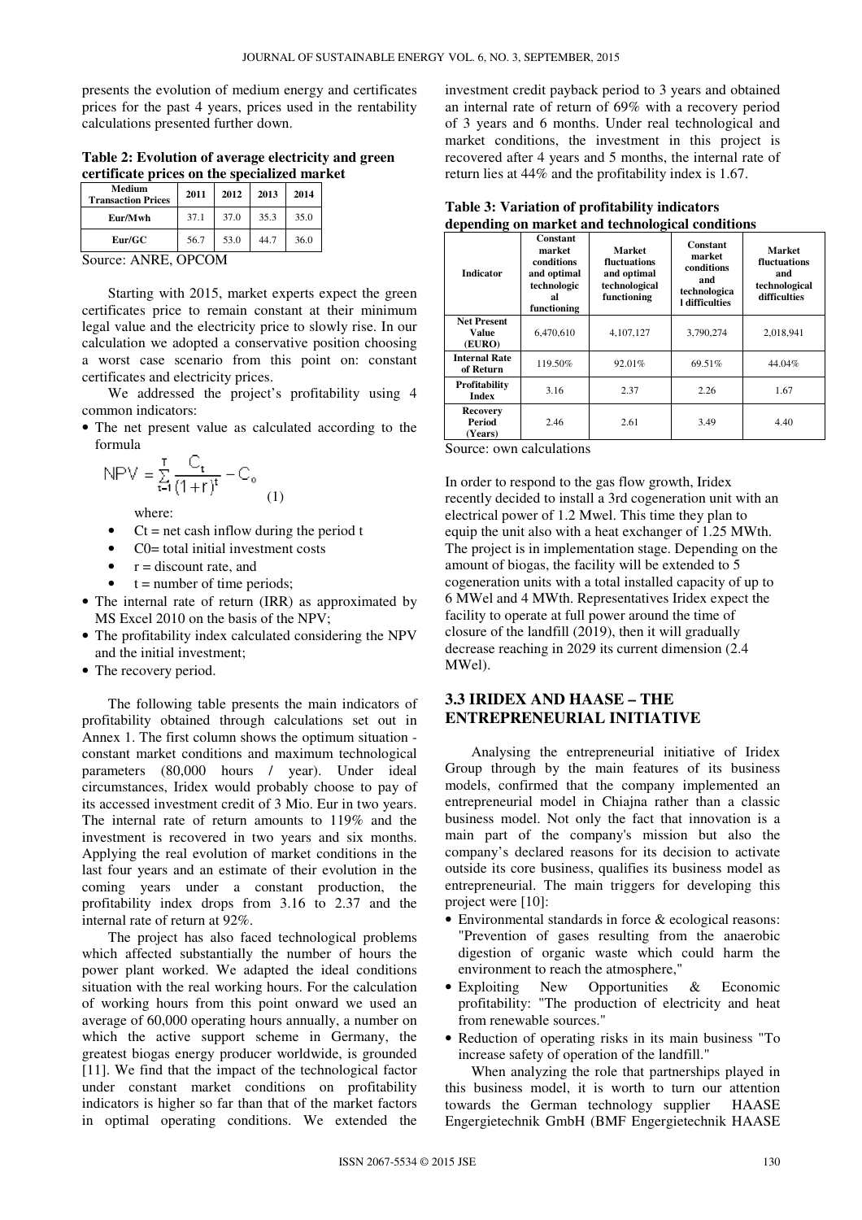presents the evolution of medium energy and certificates prices for the past 4 years, prices used in the rentability calculations presented further down.

**Table 2: Evolution of average electricity and green certificate prices on the specialized market**

| Medium Transaction Prices | 2011 | 2012 | 2013 | 2014 |
|---|---|---|---|---|
| Eur/Mwh | 37.1 | 37.0 | 35.3 | 35.0 |
| Eur/GC | 56.7 | 53.0 | 44.7 | 36.0 |

Source: ANRE, OPCOM

Starting with 2015, market experts expect the green certificates price to remain constant at their minimum legal value and the electricity price to slowly rise. In our calculation we adopted a conservative position choosing a worst case scenario from this point on: constant certificates and electricity prices.

We addressed the project's profitability using 4 common indicators:

- The net present value as calculated according to the formula

$$NPV = \sum_{t=1}^{T} \frac{C_t}{(1+r)^t} - C_0 \quad (1)$$

where:

- $C_t$ = net cash inflow during the period t
- $C_0$= total initial investment costs
- r = discount rate, and
- t = number of time periods;

- The internal rate of return (IRR) as approximated by MS Excel 2010 on the basis of the NPV;
- The profitability index calculated considering the NPV and the initial investment;
- The recovery period.

The following table presents the main indicators of profitability obtained through calculations set out in Annex 1. The first column shows the optimum situation - constant market conditions and maximum technological parameters (80,000 hours / year). Under ideal circumstances, Iridex would probably choose to pay of its accessed investment credit of 3 Mio. Eur in two years. The internal rate of return amounts to 119% and the investment is recovered in two years and six months. Applying the real evolution of market conditions in the last four years and an estimate of their evolution in the coming years under a constant production, the profitability index drops from 3.16 to 2.37 and the internal rate of return at 92%.

The project has also faced technological problems which affected substantially the number of hours the power plant worked. We adapted the ideal conditions situation with the real working hours. For the calculation of working hours from this point onward we used an average of 60,000 operating hours annually, a number on which the active support scheme in Germany, the greatest biogas energy producer worldwide, is grounded [11]. We find that the impact of the technological factor under constant market conditions on profitability indicators is higher so far than that of the market factors in optimal operating conditions. We extended the investment credit payback period to 3 years and obtained an internal rate of return of 69% with a recovery period of 3 years and 6 months. Under real technological and market conditions, the investment in this project is recovered after 4 years and 5 months, the internal rate of return lies at 44% and the profitability index is 1.67.

**Table 3: Variation of profitability indicators depending on market and technological conditions**

| Indicator | Constant market conditions and optimal technological functioning | Market fluctuations and optimal technological functioning | Constant market conditions and technological difficulties | Market fluctuations and technological difficulties |
|---|---|---|---|---|
| Net Present Value (EURO) | 6,470,610 | 4,107,127 | 3,790,274 | 2,018,941 |
| Internal Rate of Return | 119.50% | 92.01% | 69.51% | 44.04% |
| Profitability Index | 3.16 | 2.37 | 2.26 | 1.67 |
| Recovery Period (Years) | 2.46 | 2.61 | 3.49 | 4.40 |

Source: own calculations

In order to respond to the gas flow growth, Iridex recently decided to install a 3rd cogeneration unit with an electrical power of 1.2 Mwel. This time they plan to equip the unit also with a heat exchanger of 1.25 MWth. The project is in implementation stage. Depending on the amount of biogas, the facility will be extended to 5 cogeneration units with a total installed capacity of up to 6 MWel and 4 MWth. Representatives Iridex expect the facility to operate at full power around the time of closure of the landfill (2019), then it will gradually decrease reaching in 2029 its current dimension (2.4 MWel).

## 3.3 IRIDEX AND HAASE – THE ENTREPRENEURIAL INITIATIVE

Analysing the entrepreneurial initiative of Iridex Group through by the main features of its business models, confirmed that the company implemented an entrepreneurial model in Chiajna rather than a classic business model. Not only the fact that innovation is a main part of the company's mission but also the company's declared reasons for its decision to activate outside its core business, qualifies its business model as entrepreneurial. The main triggers for developing this project were [10]:

- Environmental standards in force & ecological reasons: "Prevention of gases resulting from the anaerobic digestion of organic waste which could harm the environment to reach the atmosphere,"
- Exploiting New Opportunities & Economic profitability: "The production of electricity and heat from renewable sources."
- Reduction of operating risks in its main business "To increase safety of operation of the landfill."

When analyzing the role that partnerships played in this business model, it is worth to turn our attention towards the German technology supplier HAASE Engergietechnik GmbH (BMF Engergietechnik HAASE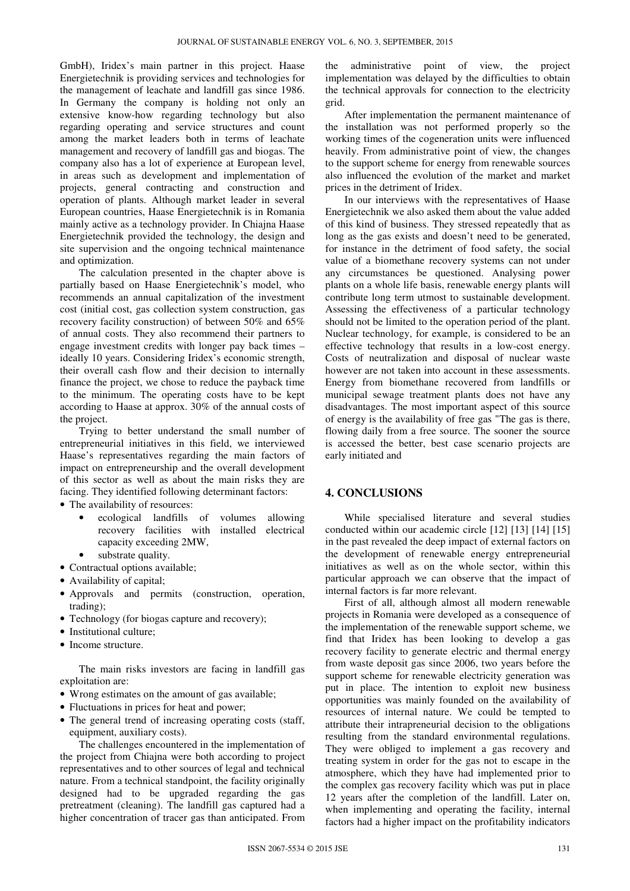GmbH), Iridex's main partner in this project. Haase Energietechnik is providing services and technologies for the management of leachate and landfill gas since 1986. In Germany the company is holding not only an extensive know-how regarding technology but also regarding operating and service structures and count among the market leaders both in terms of leachate management and recovery of landfill gas and biogas. The company also has a lot of experience at European level, in areas such as development and implementation of projects, general contracting and construction and operation of plants. Although market leader in several European countries, Haase Energietechnik is in Romania mainly active as a technology provider. In Chiajna Haase Energietechnik provided the technology, the design and site supervision and the ongoing technical maintenance and optimization.

The calculation presented in the chapter above is partially based on Haase Energietechnik's model, who recommends an annual capitalization of the investment cost (initial cost, gas collection system construction, gas recovery facility construction) of between 50% and 65% of annual costs. They also recommend their partners to engage investment credits with longer pay back times – ideally 10 years. Considering Iridex's economic strength, their overall cash flow and their decision to internally finance the project, we chose to reduce the payback time to the minimum. The operating costs have to be kept according to Haase at approx. 30% of the annual costs of the project.

Trying to better understand the small number of entrepreneurial initiatives in this field, we interviewed Haase's representatives regarding the main factors of impact on entrepreneurship and the overall development of this sector as well as about the main risks they are facing. They identified following determinant factors:

- The availability of resources:
  - ecological landfills of volumes allowing recovery facilities with installed electrical capacity exceeding 2MW,
  - substrate quality.
- Contractual options available;
- Availability of capital;
- Approvals and permits (construction, operation, trading);
- Technology (for biogas capture and recovery);
- Institutional culture;
- Income structure.

The main risks investors are facing in landfill gas exploitation are:

- Wrong estimates on the amount of gas available;
- Fluctuations in prices for heat and power;
- The general trend of increasing operating costs (staff, equipment, auxiliary costs).

The challenges encountered in the implementation of the project from Chiajna were both according to project representatives and to other sources of legal and technical nature. From a technical standpoint, the facility originally designed had to be upgraded regarding the gas pretreatment (cleaning). The landfill gas captured had a higher concentration of tracer gas than anticipated. From the administrative point of view, the project implementation was delayed by the difficulties to obtain the technical approvals for connection to the electricity grid.

After implementation the permanent maintenance of the installation was not performed properly so the working times of the cogeneration units were influenced heavily. From administrative point of view, the changes to the support scheme for energy from renewable sources also influenced the evolution of the market and market prices in the detriment of Iridex.

In our interviews with the representatives of Haase Energietechnik we also asked them about the value added of this kind of business. They stressed repeatedly that as long as the gas exists and doesn't need to be generated, for instance in the detriment of food safety, the social value of a biomethane recovery systems can not under any circumstances be questioned. Analysing power plants on a whole life basis, renewable energy plants will contribute long term utmost to sustainable development. Assessing the effectiveness of a particular technology should not be limited to the operation period of the plant. Nuclear technology, for example, is considered to be an effective technology that results in a low-cost energy. Costs of neutralization and disposal of nuclear waste however are not taken into account in these assessments. Energy from biomethane recovered from landfills or municipal sewage treatment plants does not have any disadvantages. The most important aspect of this source of energy is the availability of free gas "The gas is there, flowing daily from a free source. The sooner the source is accessed the better, best case scenario projects are early initiated and

## 4. CONCLUSIONS

While specialised literature and several studies conducted within our academic circle [12] [13] [14] [15] in the past revealed the deep impact of external factors on the development of renewable energy entrepreneurial initiatives as well as on the whole sector, within this particular approach we can observe that the impact of internal factors is far more relevant.

First of all, although almost all modern renewable projects in Romania were developed as a consequence of the implementation of the renewable support scheme, we find that Iridex has been looking to develop a gas recovery facility to generate electric and thermal energy from waste deposit gas since 2006, two years before the support scheme for renewable electricity generation was put in place. The intention to exploit new business opportunities was mainly founded on the availability of resources of internal nature. We could be tempted to attribute their intrapreneurial decision to the obligations resulting from the standard environmental regulations. They were obliged to implement a gas recovery and treating system in order for the gas not to escape in the atmosphere, which they have had implemented prior to the complex gas recovery facility which was put in place 12 years after the completion of the landfill. Later on, when implementing and operating the facility, internal factors had a higher impact on the profitability indicators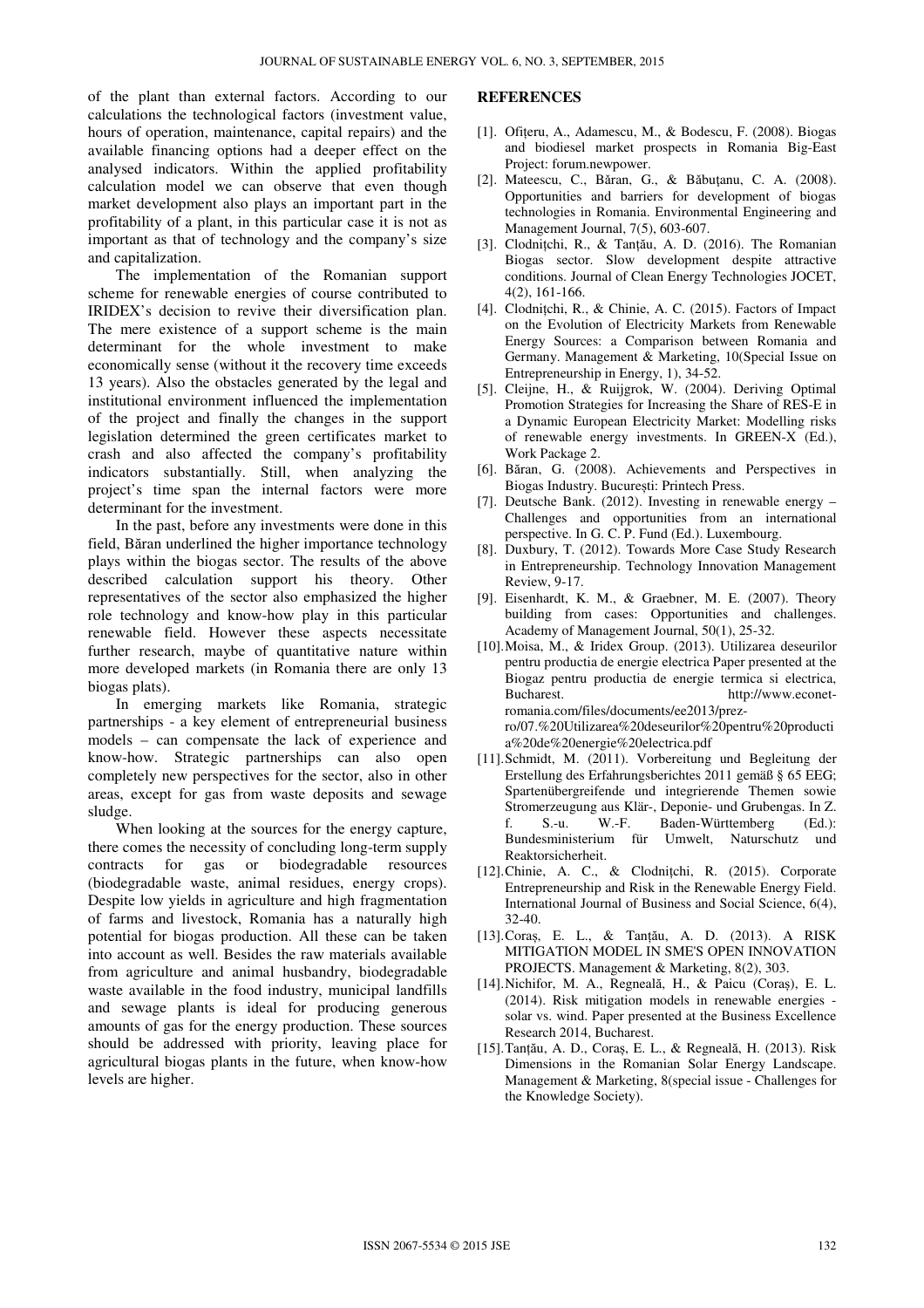of the plant than external factors. According to our calculations the technological factors (investment value, hours of operation, maintenance, capital repairs) and the available financing options had a deeper effect on the analysed indicators. Within the applied profitability calculation model we can observe that even though market development also plays an important part in the profitability of a plant, in this particular case it is not as important as that of technology and the company's size and capitalization.

The implementation of the Romanian support scheme for renewable energies of course contributed to IRIDEX's decision to revive their diversification plan. The mere existence of a support scheme is the main determinant for the whole investment to make economically sense (without it the recovery time exceeds 13 years). Also the obstacles generated by the legal and institutional environment influenced the implementation of the project and finally the changes in the support legislation determined the green certificates market to crash and also affected the company's profitability indicators substantially. Still, when analyzing the project's time span the internal factors were more determinant for the investment.

In the past, before any investments were done in this field, Băran underlined the higher importance technology plays within the biogas sector. The results of the above described calculation support his theory. Other representatives of the sector also emphasized the higher role technology and know-how play in this particular renewable field. However these aspects necessitate further research, maybe of quantitative nature within more developed markets (in Romania there are only 13 biogas plats).

In emerging markets like Romania, strategic partnerships - a key element of entrepreneurial business models – can compensate the lack of experience and know-how. Strategic partnerships can also open completely new perspectives for the sector, also in other areas, except for gas from waste deposits and sewage sludge.

When looking at the sources for the energy capture, there comes the necessity of concluding long-term supply contracts for gas or biodegradable resources (biodegradable waste, animal residues, energy crops). Despite low yields in agriculture and high fragmentation of farms and livestock, Romania has a naturally high potential for biogas production. All these can be taken into account as well. Besides the raw materials available from agriculture and animal husbandry, biodegradable waste available in the food industry, municipal landfills and sewage plants is ideal for producing generous amounts of gas for the energy production. These sources should be addressed with priority, leaving place for agricultural biogas plants in the future, when know-how levels are higher.

## REFERENCES

[1]. Ofițeru, A., Adamescu, M., & Bodescu, F. (2008). Biogas and biodiesel market prospects in Romania Big-East Project: forum.newpower.

[2]. Mateescu, C., Băran, G., & Băbuțanu, C. A. (2008). Opportunities and barriers for development of biogas technologies in Romania. Environmental Engineering and Management Journal, 7(5), 603-607.

[3]. Clodnițchi, R., & Tanțău, A. D. (2016). The Romanian Biogas sector. Slow development despite attractive conditions. Journal of Clean Energy Technologies JOCET, 4(2), 161-166.

[4]. Clodnițchi, R., & Chinie, A. C. (2015). Factors of Impact on the Evolution of Electricity Markets from Renewable Energy Sources: a Comparison between Romania and Germany. Management & Marketing, 10(Special Issue on Entrepreneurship in Energy, 1), 34-52.

[5]. Cleijne, H., & Ruijgrok, W. (2004). Deriving Optimal Promotion Strategies for Increasing the Share of RES-E in a Dynamic European Electricity Market: Modelling risks of renewable energy investments. In GREEN-X (Ed.), Work Package 2.

[6]. Băran, G. (2008). Achievements and Perspectives in Biogas Industry. București: Printech Press.

[7]. Deutsche Bank. (2012). Investing in renewable energy – Challenges and opportunities from an international perspective. In G. C. P. Fund (Ed.). Luxembourg.

[8]. Duxbury, T. (2012). Towards More Case Study Research in Entrepreneurship. Technology Innovation Management Review, 9-17.

[9]. Eisenhardt, K. M., & Graebner, M. E. (2007). Theory building from cases: Opportunities and challenges. Academy of Management Journal, 50(1), 25-32.

[10]. Moisa, M., & Iridex Group. (2013). Utilizarea deseurilor pentru productia de energie electrica Paper presented at the Biogaz pentru productia de energie termica si electrica, Bucharest. http://www.econet-romania.com/files/documents/ee2013/prez-ro/07.%20Utilizarea%20deseurilor%20pentru%20productia%20de%20energie%20electrica.pdf

[11]. Schmidt, M. (2011). Vorbereitung und Begleitung der Erstellung des Erfahrungsberichtes 2011 gemäß § 65 EEG; Spartenübergreifende und integrierende Themen sowie Stromerzeugung aus Klär-, Deponie- und Grubengas. In Z. f. S.-u. W.-F. Baden-Württemberg (Ed.): Bundesministerium für Umwelt, Naturschutz und Reaktorsicherheit.

[12]. Chinie, A. C., & Clodnițchi, R. (2015). Corporate Entrepreneurship and Risk in the Renewable Energy Field. International Journal of Business and Social Science, 6(4), 32-40.

[13]. Coraș, E. L., & Tanțău, A. D. (2013). A RISK MITIGATION MODEL IN SME'S OPEN INNOVATION PROJECTS. Management & Marketing, 8(2), 303.

[14]. Nichifor, M. A., Regneală, H., & Paicu (Coraș), E. L. (2014). Risk mitigation models in renewable energies - solar vs. wind. Paper presented at the Business Excellence Research 2014, Bucharest.

[15]. Tanțău, A. D., Coraș, E. L., & Regneală, H. (2013). Risk Dimensions in the Romanian Solar Energy Landscape. Management & Marketing, 8(special issue - Challenges for the Knowledge Society).